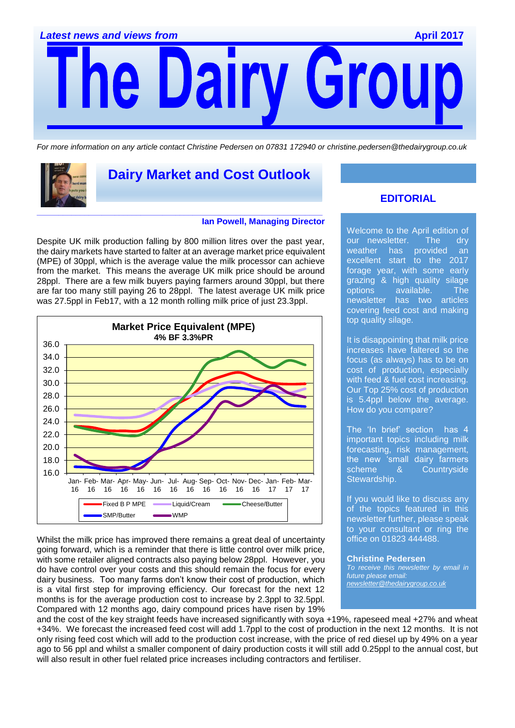*Latest news and views from* **April 2017**

# The Dairy Group

*For more information on any article contact Christine Pedersen on 07831 172940 or christine.pedersen@thedairygroup.co.uk*

## Dairy Market and Cost Outlook

**Ian Powell, Managing Director**

Despite UK milk production falling by 800 million litres over the past year, the dairy markets have started to falter at an average market price equivalent (MPE) of 30ppl, which is the average value the milk processor can achieve from the market. This means the average UK milk price should be around 28ppl. There are a few milk buyers paying farmers around 30ppl, but there are far too many still paying 26 to 28ppl. The latest average UK milk price was 27.5ppl in Feb17, with a 12 month rolling milk price of just 23.3ppl.

**Market Price Equivalent (MPE)**
**4% BF 3.3%PR**

(Chart: y-axis 16.0 to 36.0; x-axis Jan-16 to Mar-17; series: Fixed B P MPE, Liquid/Cream, Cheese/Butter, SMP/Butter, WMP)

Whilst the milk price has improved there remains a great deal of uncertainty going forward, which is a reminder that there is little control over milk price, with some retailer aligned contracts also paying below 28ppl. However, you do have control over your costs and this should remain the focus for every dairy business. Too many farms don't know their cost of production, which is a vital first step for improving efficiency. Our forecast for the next 12 months is for the average production cost to increase by 2.3ppl to 32.5ppl. Compared with 12 months ago, dairy compound prices have risen by 19% and the cost of the key straight feeds have increased significantly with soya +19%, rapeseed meal +27% and wheat +34%. We forecast the increased feed cost will add 1.7ppl to the cost of production in the next 12 months. It is not only rising feed cost which will add to the production cost increase, with the price of red diesel up by 49% on a year ago to 56 ppl and whilst a smaller component of dairy production costs it will still add 0.25ppl to the annual cost, but will also result in other fuel related price increases including contractors and fertiliser.

## EDITORIAL

Welcome to the April edition of our newsletter. The dry weather has provided an excellent start to the 2017 forage year, with some early grazing & high quality silage options available. The newsletter has two articles covering feed cost and making top quality silage.

It is disappointing that milk price increases have faltered so the focus (as always) has to be on cost of production, especially with feed & fuel cost increasing. Our Top 25% cost of production is 5.4ppl below the average. How do you compare?

The 'In brief' section has 4 important topics including milk forecasting, risk management, the new 'small dairy farmers scheme & Countryside Stewardship.

If you would like to discuss any of the topics featured in this newsletter further, please speak to your consultant or ring the office on 01823 444488.

**Christine Pedersen**
*To receive this newsletter by email in future please email: newsletter@thedairygroup.co.uk*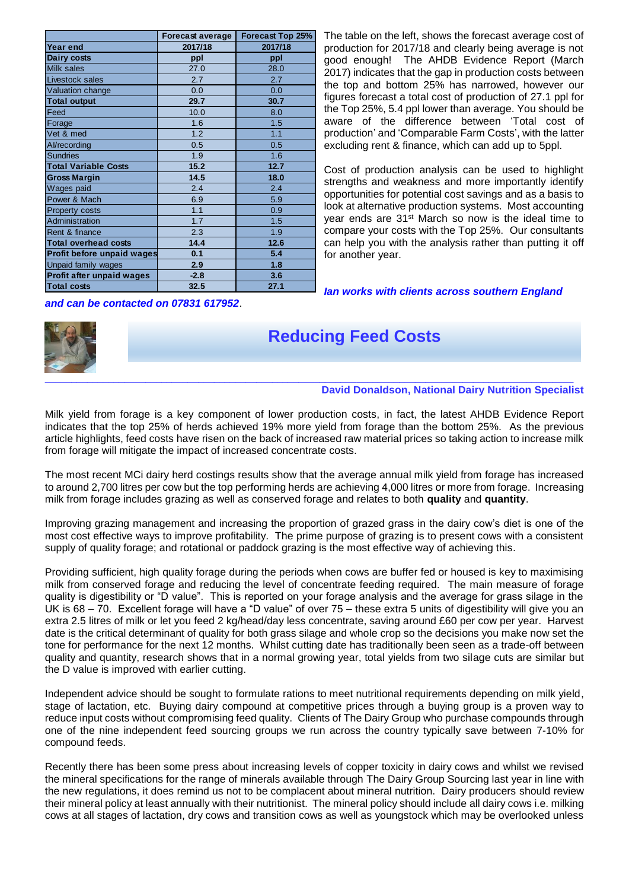| | Forecast average | Forecast Top 25% |
|---|---|---|
| **Year end** | **2017/18** | **2017/18** |
| **Dairy costs** | **ppl** | **ppl** |
| Milk sales | 27.0 | 28.0 |
| Livestock sales | 2.7 | 2.7 |
| Valuation change | 0.0 | 0.0 |
| **Total output** | **29.7** | **30.7** |
| Feed | 10.0 | 8.0 |
| Forage | 1.6 | 1.5 |
| Vet & med | 1.2 | 1.1 |
| AI/recording | 0.5 | 0.5 |
| Sundries | 1.9 | 1.6 |
| **Total Variable Costs** | **15.2** | **12.7** |
| **Gross Margin** | **14.5** | **18.0** |
| Wages paid | 2.4 | 2.4 |
| Power & Mach | 6.9 | 5.9 |
| Property costs | 1.1 | 0.9 |
| Administration | 1.7 | 1.5 |
| Rent & finance | 2.3 | 1.9 |
| **Total overhead costs** | **14.4** | **12.6** |
| **Profit before unpaid wages** | **0.1** | **5.4** |
| Unpaid family wages | 2.9 | 1.8 |
| **Profit after unpaid wages** | **-2.8** | **3.6** |
| **Total costs** | **32.5** | **27.1** |

The table on the left, shows the forecast average cost of production for 2017/18 and clearly being average is not good enough! The AHDB Evidence Report (March 2017) indicates that the gap in production costs between the top and bottom 25% has narrowed, however our figures forecast a total cost of production of 27.1 ppl for the Top 25%, 5.4 ppl lower than average. You should be aware of the difference between 'Total cost of production' and 'Comparable Farm Costs', with the latter excluding rent & finance, which can add up to 5ppl.

Cost of production analysis can be used to highlight strengths and weakness and more importantly identify opportunities for potential cost savings and as a basis to look at alternative production systems. Most accounting year ends are 31st March so now is the ideal time to compare your costs with the Top 25%. Our consultants can help you with the analysis rather than putting it off for another year.

***Ian works with clients across southern England and can be contacted on 07831 617952*.**

## Reducing Feed Costs

**David Donaldson, National Dairy Nutrition Specialist**

Milk yield from forage is a key component of lower production costs, in fact, the latest AHDB Evidence Report indicates that the top 25% of herds achieved 19% more yield from forage than the bottom 25%. As the previous article highlights, feed costs have risen on the back of increased raw material prices so taking action to increase milk from forage will mitigate the impact of increased concentrate costs.

The most recent MCi dairy herd costings results show that the average annual milk yield from forage has increased to around 2,700 litres per cow but the top performing herds are achieving 4,000 litres or more from forage. Increasing milk from forage includes grazing as well as conserved forage and relates to both **quality** and **quantity**.

Improving grazing management and increasing the proportion of grazed grass in the dairy cow's diet is one of the most cost effective ways to improve profitability. The prime purpose of grazing is to present cows with a consistent supply of quality forage; and rotational or paddock grazing is the most effective way of achieving this.

Providing sufficient, high quality forage during the periods when cows are buffer fed or housed is key to maximising milk from conserved forage and reducing the level of concentrate feeding required. The main measure of forage quality is digestibility or "D value". This is reported on your forage analysis and the average for grass silage in the UK is 68 – 70. Excellent forage will have a "D value" of over 75 – these extra 5 units of digestibility will give you an extra 2.5 litres of milk or let you feed 2 kg/head/day less concentrate, saving around £60 per cow per year. Harvest date is the critical determinant of quality for both grass silage and whole crop so the decisions you make now set the tone for performance for the next 12 months. Whilst cutting date has traditionally been seen as a trade-off between quality and quantity, research shows that in a normal growing year, total yields from two silage cuts are similar but the D value is improved with earlier cutting.

Independent advice should be sought to formulate rations to meet nutritional requirements depending on milk yield, stage of lactation, etc. Buying dairy compound at competitive prices through a buying group is a proven way to reduce input costs without compromising feed quality. Clients of The Dairy Group who purchase compounds through one of the nine independent feed sourcing groups we run across the country typically save between 7-10% for compound feeds.

Recently there has been some press about increasing levels of copper toxicity in dairy cows and whilst we revised the mineral specifications for the range of minerals available through The Dairy Group Sourcing last year in line with the new regulations, it does remind us not to be complacent about mineral nutrition. Dairy producers should review their mineral policy at least annually with their nutritionist. The mineral policy should include all dairy cows i.e. milking cows at all stages of lactation, dry cows and transition cows as well as youngstock which may be overlooked unless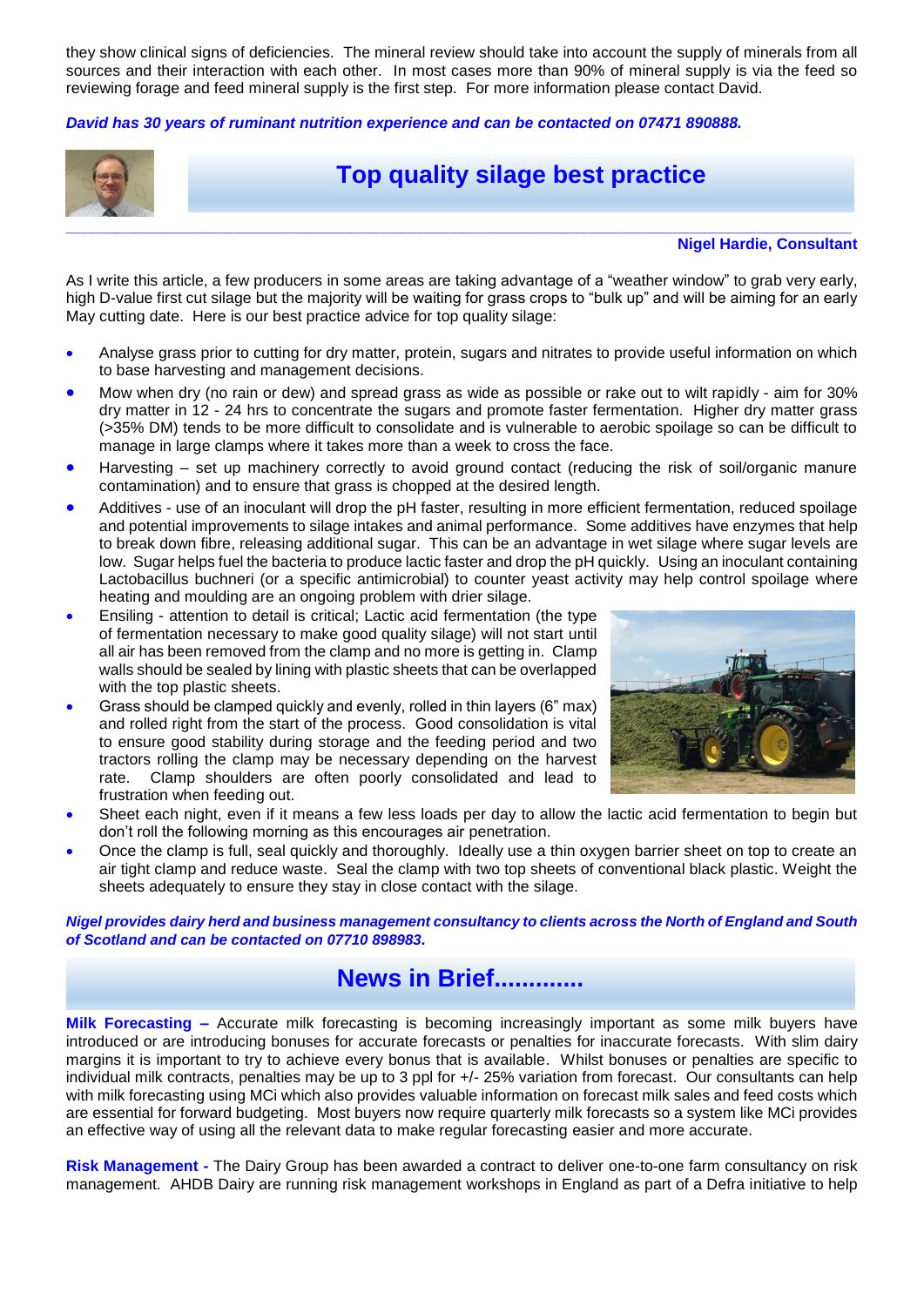they show clinical signs of deficiencies. The mineral review should take into account the supply of minerals from all sources and their interaction with each other. In most cases more than 90% of mineral supply is via the feed so reviewing forage and feed mineral supply is the first step. For more information please contact David.

***David has 30 years of ruminant nutrition experience and can be contacted on 07471 890888.***

## Top quality silage best practice

**Nigel Hardie, Consultant**

As I write this article, a few producers in some areas are taking advantage of a "weather window" to grab very early, high D-value first cut silage but the majority will be waiting for grass crops to "bulk up" and will be aiming for an early May cutting date. Here is our best practice advice for top quality silage:

- Analyse grass prior to cutting for dry matter, protein, sugars and nitrates to provide useful information on which to base harvesting and management decisions.
- Mow when dry (no rain or dew) and spread grass as wide as possible or rake out to wilt rapidly - aim for 30% dry matter in 12 - 24 hrs to concentrate the sugars and promote faster fermentation. Higher dry matter grass (>35% DM) tends to be more difficult to consolidate and is vulnerable to aerobic spoilage so can be difficult to manage in large clamps where it takes more than a week to cross the face.
- Harvesting – set up machinery correctly to avoid ground contact (reducing the risk of soil/organic manure contamination) and to ensure that grass is chopped at the desired length.
- Additives - use of an inoculant will drop the pH faster, resulting in more efficient fermentation, reduced spoilage and potential improvements to silage intakes and animal performance. Some additives have enzymes that help to break down fibre, releasing additional sugar. This can be an advantage in wet silage where sugar levels are low. Sugar helps fuel the bacteria to produce lactic faster and drop the pH quickly. Using an inoculant containing Lactobacillus buchneri (or a specific antimicrobial) to counter yeast activity may help control spoilage where heating and moulding are an ongoing problem with drier silage.
- Ensiling - attention to detail is critical; Lactic acid fermentation (the type of fermentation necessary to make good quality silage) will not start until all air has been removed from the clamp and no more is getting in. Clamp walls should be sealed by lining with plastic sheets that can be overlapped with the top plastic sheets.
- Grass should be clamped quickly and evenly, rolled in thin layers (6" max) and rolled right from the start of the process. Good consolidation is vital to ensure good stability during storage and the feeding period and two tractors rolling the clamp may be necessary depending on the harvest rate. Clamp shoulders are often poorly consolidated and lead to frustration when feeding out.
- Sheet each night, even if it means a few less loads per day to allow the lactic acid fermentation to begin but don't roll the following morning as this encourages air penetration.
- Once the clamp is full, seal quickly and thoroughly. Ideally use a thin oxygen barrier sheet on top to create an air tight clamp and reduce waste. Seal the clamp with two top sheets of conventional black plastic. Weight the sheets adequately to ensure they stay in close contact with the silage.

***Nigel provides dairy herd and business management consultancy to clients across the North of England and South of Scotland and can be contacted on 07710 898983.***

## News in Brief.............

**Milk Forecasting –** Accurate milk forecasting is becoming increasingly important as some milk buyers have introduced or are introducing bonuses for accurate forecasts or penalties for inaccurate forecasts. With slim dairy margins it is important to try to achieve every bonus that is available. Whilst bonuses or penalties are specific to individual milk contracts, penalties may be up to 3 ppl for +/- 25% variation from forecast. Our consultants can help with milk forecasting using MCi which also provides valuable information on forecast milk sales and feed costs which are essential for forward budgeting. Most buyers now require quarterly milk forecasts so a system like MCi provides an effective way of using all the relevant data to make regular forecasting easier and more accurate.

**Risk Management -** The Dairy Group has been awarded a contract to deliver one-to-one farm consultancy on risk management. AHDB Dairy are running risk management workshops in England as part of a Defra initiative to help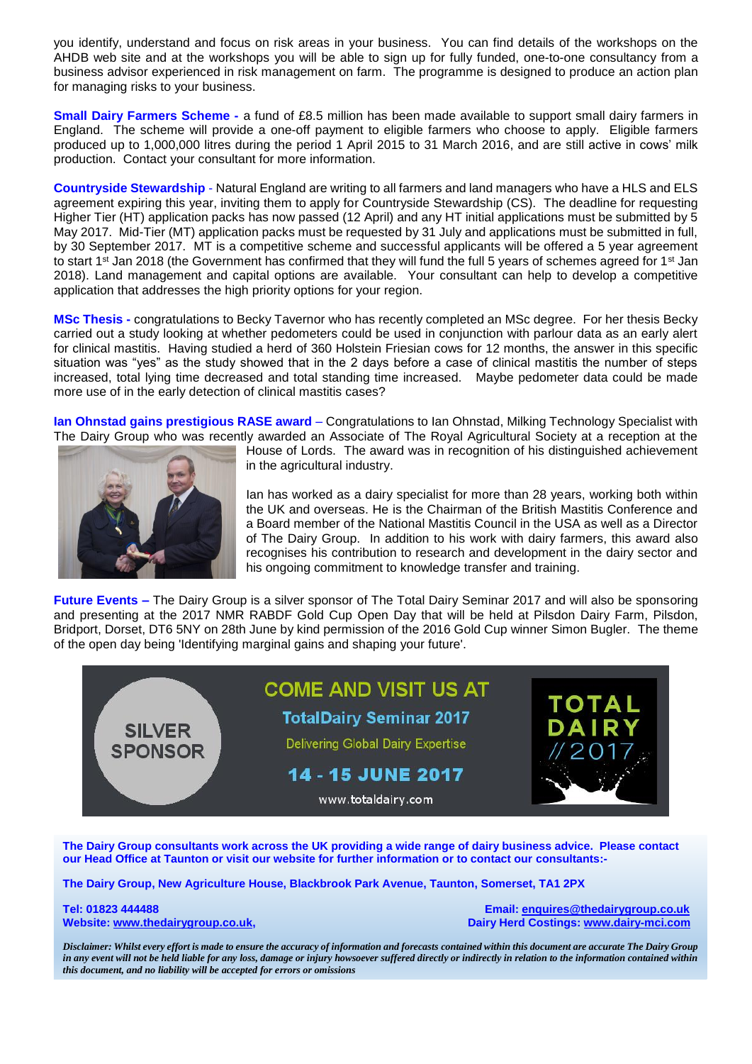you identify, understand and focus on risk areas in your business. You can find details of the workshops on the AHDB web site and at the workshops you will be able to sign up for fully funded, one-to-one consultancy from a business advisor experienced in risk management on farm. The programme is designed to produce an action plan for managing risks to your business.

**Small Dairy Farmers Scheme -** a fund of £8.5 million has been made available to support small dairy farmers in England. The scheme will provide a one-off payment to eligible farmers who choose to apply. Eligible farmers produced up to 1,000,000 litres during the period 1 April 2015 to 31 March 2016, and are still active in cows' milk production. Contact your consultant for more information.

**Countryside Stewardship** - Natural England are writing to all farmers and land managers who have a HLS and ELS agreement expiring this year, inviting them to apply for Countryside Stewardship (CS). The deadline for requesting Higher Tier (HT) application packs has now passed (12 April) and any HT initial applications must be submitted by 5 May 2017. Mid-Tier (MT) application packs must be requested by 31 July and applications must be submitted in full, by 30 September 2017. MT is a competitive scheme and successful applicants will be offered a 5 year agreement to start 1st Jan 2018 (the Government has confirmed that they will fund the full 5 years of schemes agreed for 1st Jan 2018). Land management and capital options are available. Your consultant can help to develop a competitive application that addresses the high priority options for your region.

**MSc Thesis -** congratulations to Becky Tavernor who has recently completed an MSc degree. For her thesis Becky carried out a study looking at whether pedometers could be used in conjunction with parlour data as an early alert for clinical mastitis. Having studied a herd of 360 Holstein Friesian cows for 12 months, the answer in this specific situation was "yes" as the study showed that in the 2 days before a case of clinical mastitis the number of steps increased, total lying time decreased and total standing time increased. Maybe pedometer data could be made more use of in the early detection of clinical mastitis cases?

**Ian Ohnstad gains prestigious RASE award** – Congratulations to Ian Ohnstad, Milking Technology Specialist with The Dairy Group who was recently awarded an Associate of The Royal Agricultural Society at a reception at the House of Lords. The award was in recognition of his distinguished achievement in the agricultural industry.

Ian has worked as a dairy specialist for more than 28 years, working both within the UK and overseas. He is the Chairman of the British Mastitis Conference and a Board member of the National Mastitis Council in the USA as well as a Director of The Dairy Group. In addition to his work with dairy farmers, this award also recognises his contribution to research and development in the dairy sector and his ongoing commitment to knowledge transfer and training.

**Future Events –** The Dairy Group is a silver sponsor of The Total Dairy Seminar 2017 and will also be sponsoring and presenting at the 2017 NMR RABDF Gold Cup Open Day that will be held at Pilsdon Dairy Farm, Pilsdon, Bridport, Dorset, DT6 5NY on 28th June by kind permission of the 2016 Gold Cup winner Simon Bugler. The theme of the open day being 'Identifying marginal gains and shaping your future'.

SILVER SPONSOR

COME AND VISIT US AT

TotalDairy Seminar 2017

Delivering Global Dairy Expertise

14 - 15 JUNE 2017

www.totaldairy.com

TOTAL DAIRY //2017

**The Dairy Group consultants work across the UK providing a wide range of dairy business advice. Please contact our Head Office at Taunton or visit our website for further information or to contact our consultants:-**

**The Dairy Group, New Agriculture House, Blackbrook Park Avenue, Taunton, Somerset, TA1 2PX**

**Tel: 01823 444488**
**Email: enquires@thedairygroup.co.uk**
**Website: www.thedairygroup.co.uk,**
**Dairy Herd Costings: www.dairy-mci.com**

***Disclaimer: Whilst every effort is made to ensure the accuracy of information and forecasts contained within this document are accurate The Dairy Group in any event will not be held liable for any loss, damage or injury howsoever suffered directly or indirectly in relation to the information contained within this document, and no liability will be accepted for errors or omissions***